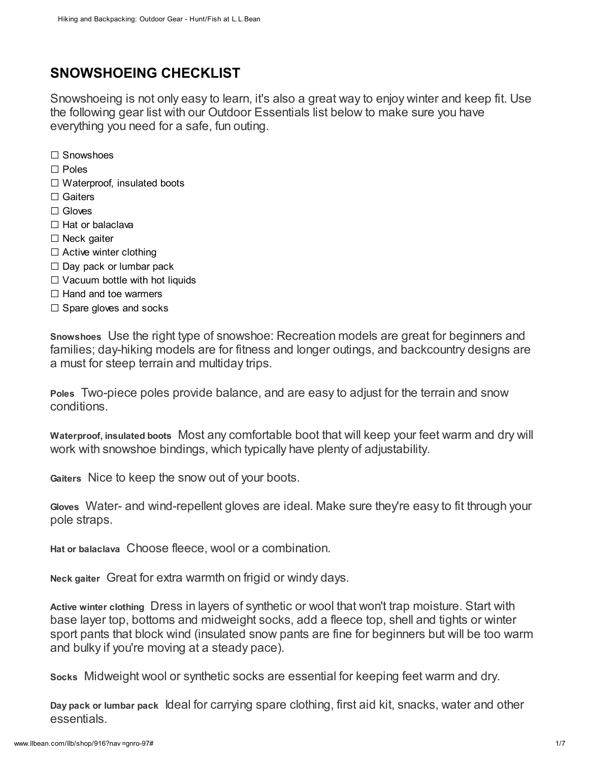## SNOWSHOEING CHECKLIST

Snowshoeing is not only easy to learn, it's also a great way to enjoy winter and keep fit. Use the following gear list with our Outdoor Essentials list below to make sure you have everything you need for a safe, fun outing.

- ☐ Snowshoes
- ☐ Poles
- ☐ Waterproof, insulated boots
- ☐ Gaiters
- ☐ Gloves
- ☐ Hat or balaclava
- ☐ Neck gaiter
- ☐ Active winter clothing
- ☐ Day pack or lumbar pack
- ☐ Vacuum bottle with hot liquids
- ☐ Hand and toe warmers
- ☐ Spare gloves and socks

**Snowshoes** Use the right type of snowshoe: Recreation models are great for beginners and families; day-hiking models are for fitness and longer outings, and backcountry designs are a must for steep terrain and multiday trips.

**Poles** Two-piece poles provide balance, and are easy to adjust for the terrain and snow conditions.

**Waterproof, insulated boots** Most any comfortable boot that will keep your feet warm and dry will work with snowshoe bindings, which typically have plenty of adjustability.

**Gaiters** Nice to keep the snow out of your boots.

**Gloves** Water- and wind-repellent gloves are ideal. Make sure they're easy to fit through your pole straps.

**Hat or balaclava** Choose fleece, wool or a combination.

**Neck gaiter** Great for extra warmth on frigid or windy days.

**Active winter clothing** Dress in layers of synthetic or wool that won't trap moisture. Start with base layer top, bottoms and midweight socks, add a fleece top, shell and tights or winter sport pants that block wind (insulated snow pants are fine for beginners but will be too warm and bulky if you're moving at a steady pace).

**Socks** Midweight wool or synthetic socks are essential for keeping feet warm and dry.

**Day pack or lumbar pack** Ideal for carrying spare clothing, first aid kit, snacks, water and other essentials.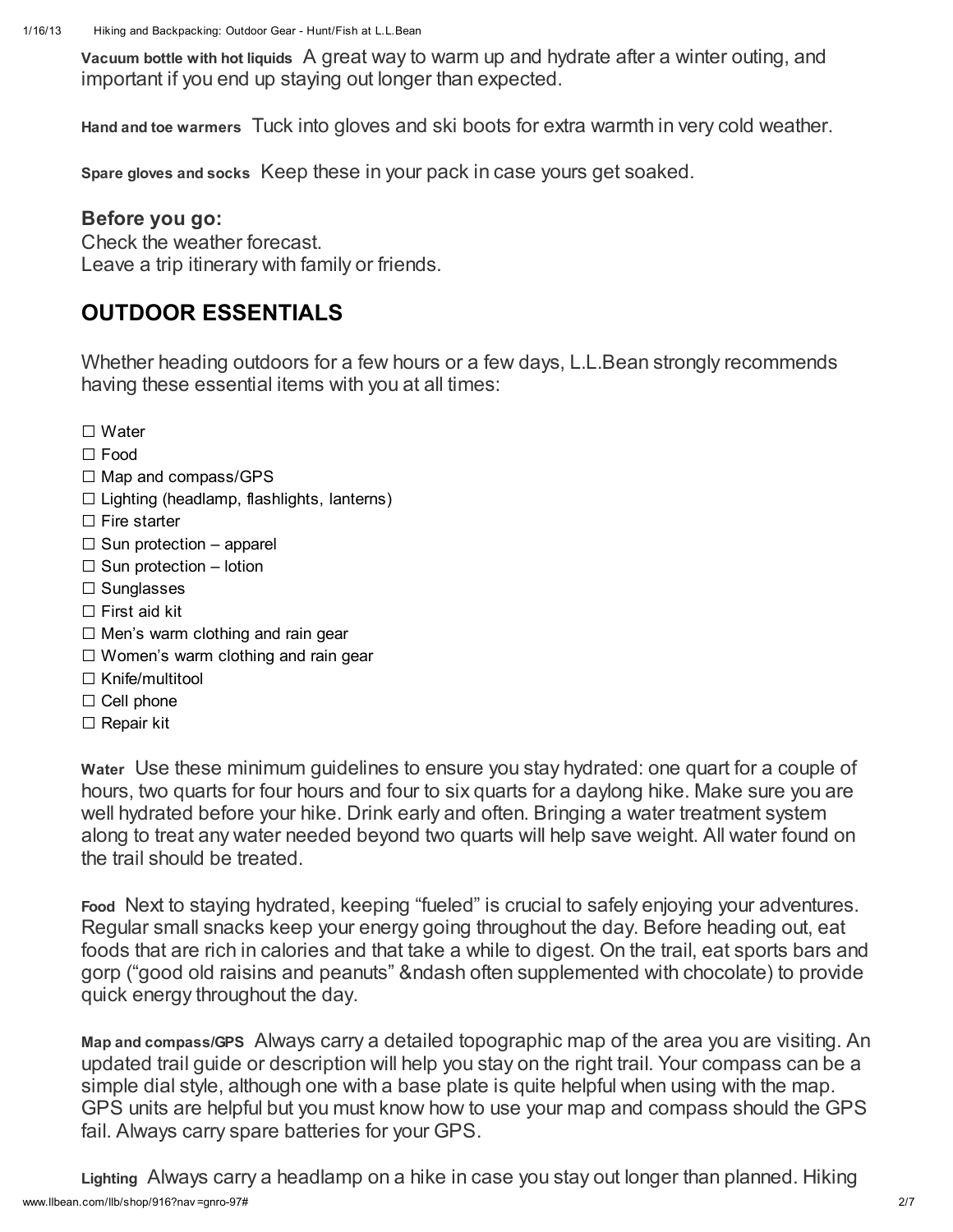**Vacuum bottle with hot liquids** A great way to warm up and hydrate after a winter outing, and important if you end up staying out longer than expected.

**Hand and toe warmers** Tuck into gloves and ski boots for extra warmth in very cold weather.

**Spare gloves and socks** Keep these in your pack in case yours get soaked.

### Before you go:

Check the weather forecast.
Leave a trip itinerary with family or friends.

## OUTDOOR ESSENTIALS

Whether heading outdoors for a few hours or a few days, L.L.Bean strongly recommends having these essential items with you at all times:

- ☐ Water
- ☐ Food
- ☐ Map and compass/GPS
- ☐ Lighting (headlamp, flashlights, lanterns)
- ☐ Fire starter
- ☐ Sun protection – apparel
- ☐ Sun protection – lotion
- ☐ Sunglasses
- ☐ First aid kit
- ☐ Men's warm clothing and rain gear
- ☐ Women's warm clothing and rain gear
- ☐ Knife/multitool
- ☐ Cell phone
- ☐ Repair kit

**Water** Use these minimum guidelines to ensure you stay hydrated: one quart for a couple of hours, two quarts for four hours and four to six quarts for a daylong hike. Make sure you are well hydrated before your hike. Drink early and often. Bringing a water treatment system along to treat any water needed beyond two quarts will help save weight. All water found on the trail should be treated.

**Food** Next to staying hydrated, keeping "fueled" is crucial to safely enjoying your adventures. Regular small snacks keep your energy going throughout the day. Before heading out, eat foods that are rich in calories and that take a while to digest. On the trail, eat sports bars and gorp ("good old raisins and peanuts" &ndash often supplemented with chocolate) to provide quick energy throughout the day.

**Map and compass/GPS** Always carry a detailed topographic map of the area you are visiting. An updated trail guide or description will help you stay on the right trail. Your compass can be a simple dial style, although one with a base plate is quite helpful when using with the map. GPS units are helpful but you must know how to use your map and compass should the GPS fail. Always carry spare batteries for your GPS.

**Lighting** Always carry a headlamp on a hike in case you stay out longer than planned. Hiking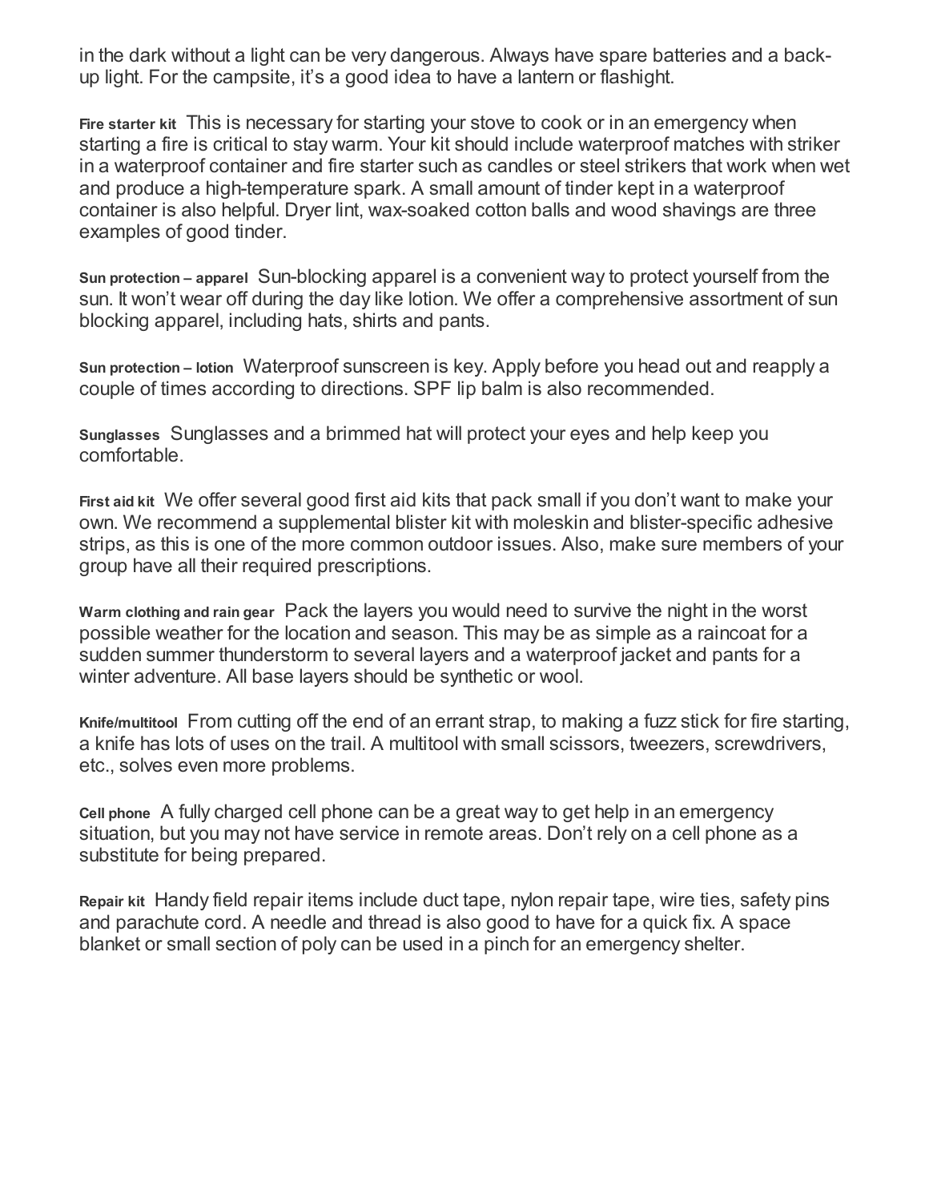in the dark without a light can be very dangerous. Always have spare batteries and a back-up light. For the campsite, it's a good idea to have a lantern or flashight.

**Fire starter kit** This is necessary for starting your stove to cook or in an emergency when starting a fire is critical to stay warm. Your kit should include waterproof matches with striker in a waterproof container and fire starter such as candles or steel strikers that work when wet and produce a high-temperature spark. A small amount of tinder kept in a waterproof container is also helpful. Dryer lint, wax-soaked cotton balls and wood shavings are three examples of good tinder.

**Sun protection – apparel** Sun-blocking apparel is a convenient way to protect yourself from the sun. It won't wear off during the day like lotion. We offer a comprehensive assortment of sun blocking apparel, including hats, shirts and pants.

**Sun protection – lotion** Waterproof sunscreen is key. Apply before you head out and reapply a couple of times according to directions. SPF lip balm is also recommended.

**Sunglasses** Sunglasses and a brimmed hat will protect your eyes and help keep you comfortable.

**First aid kit** We offer several good first aid kits that pack small if you don't want to make your own. We recommend a supplemental blister kit with moleskin and blister-specific adhesive strips, as this is one of the more common outdoor issues. Also, make sure members of your group have all their required prescriptions.

**Warm clothing and rain gear** Pack the layers you would need to survive the night in the worst possible weather for the location and season. This may be as simple as a raincoat for a sudden summer thunderstorm to several layers and a waterproof jacket and pants for a winter adventure. All base layers should be synthetic or wool.

**Knife/multitool** From cutting off the end of an errant strap, to making a fuzz stick for fire starting, a knife has lots of uses on the trail. A multitool with small scissors, tweezers, screwdrivers, etc., solves even more problems.

**Cell phone** A fully charged cell phone can be a great way to get help in an emergency situation, but you may not have service in remote areas. Don't rely on a cell phone as a substitute for being prepared.

**Repair kit** Handy field repair items include duct tape, nylon repair tape, wire ties, safety pins and parachute cord. A needle and thread is also good to have for a quick fix. A space blanket or small section of poly can be used in a pinch for an emergency shelter.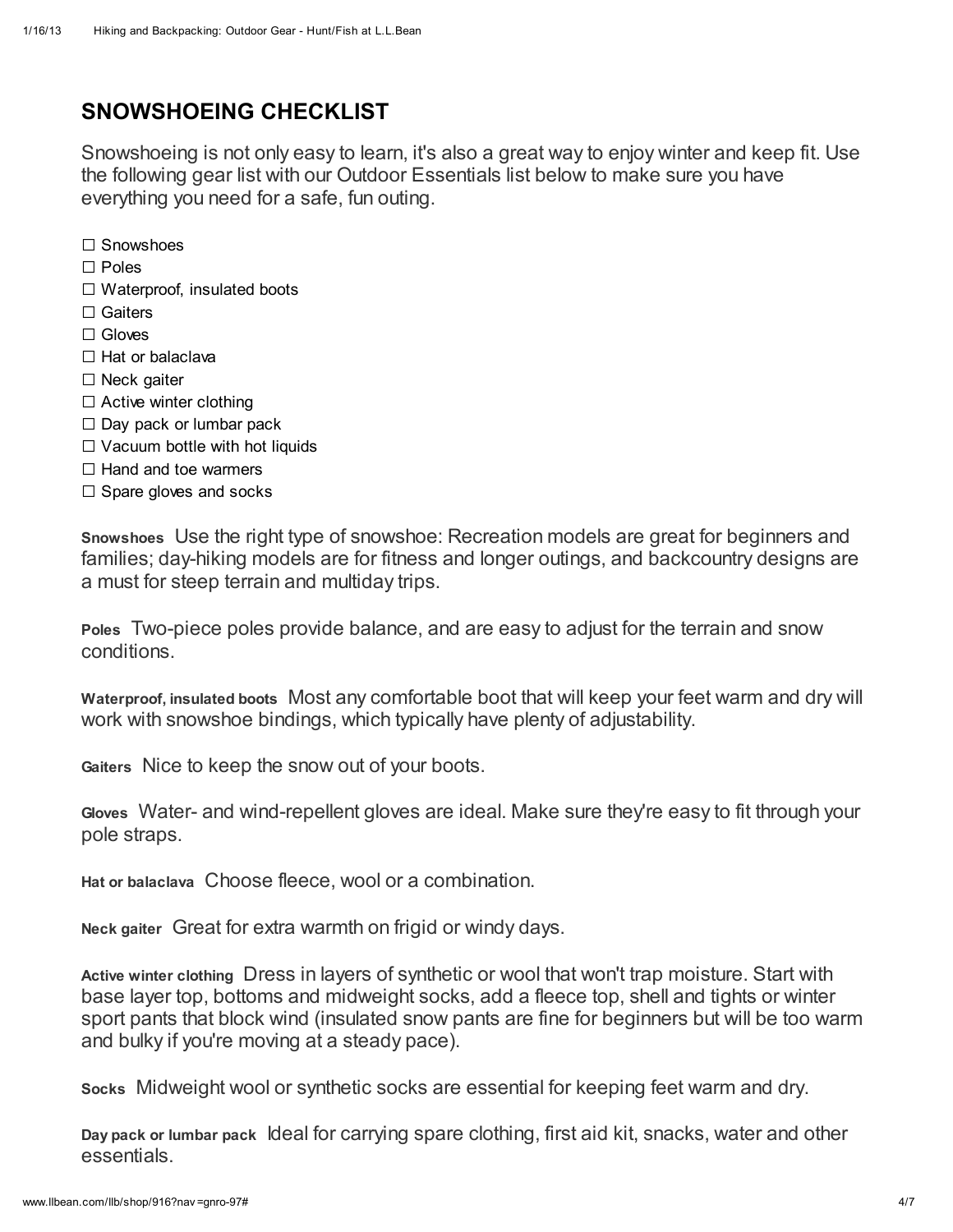## SNOWSHOEING CHECKLIST

Snowshoeing is not only easy to learn, it's also a great way to enjoy winter and keep fit. Use the following gear list with our Outdoor Essentials list below to make sure you have everything you need for a safe, fun outing.

- ☐ Snowshoes
- ☐ Poles
- ☐ Waterproof, insulated boots
- ☐ Gaiters
- ☐ Gloves
- ☐ Hat or balaclava
- ☐ Neck gaiter
- ☐ Active winter clothing
- ☐ Day pack or lumbar pack
- ☐ Vacuum bottle with hot liquids
- ☐ Hand and toe warmers
- ☐ Spare gloves and socks

**Snowshoes** Use the right type of snowshoe: Recreation models are great for beginners and families; day-hiking models are for fitness and longer outings, and backcountry designs are a must for steep terrain and multiday trips.

**Poles** Two-piece poles provide balance, and are easy to adjust for the terrain and snow conditions.

**Waterproof, insulated boots** Most any comfortable boot that will keep your feet warm and dry will work with snowshoe bindings, which typically have plenty of adjustability.

**Gaiters** Nice to keep the snow out of your boots.

**Gloves** Water- and wind-repellent gloves are ideal. Make sure they're easy to fit through your pole straps.

**Hat or balaclava** Choose fleece, wool or a combination.

**Neck gaiter** Great for extra warmth on frigid or windy days.

**Active winter clothing** Dress in layers of synthetic or wool that won't trap moisture. Start with base layer top, bottoms and midweight socks, add a fleece top, shell and tights or winter sport pants that block wind (insulated snow pants are fine for beginners but will be too warm and bulky if you're moving at a steady pace).

**Socks** Midweight wool or synthetic socks are essential for keeping feet warm and dry.

**Day pack or lumbar pack** Ideal for carrying spare clothing, first aid kit, snacks, water and other essentials.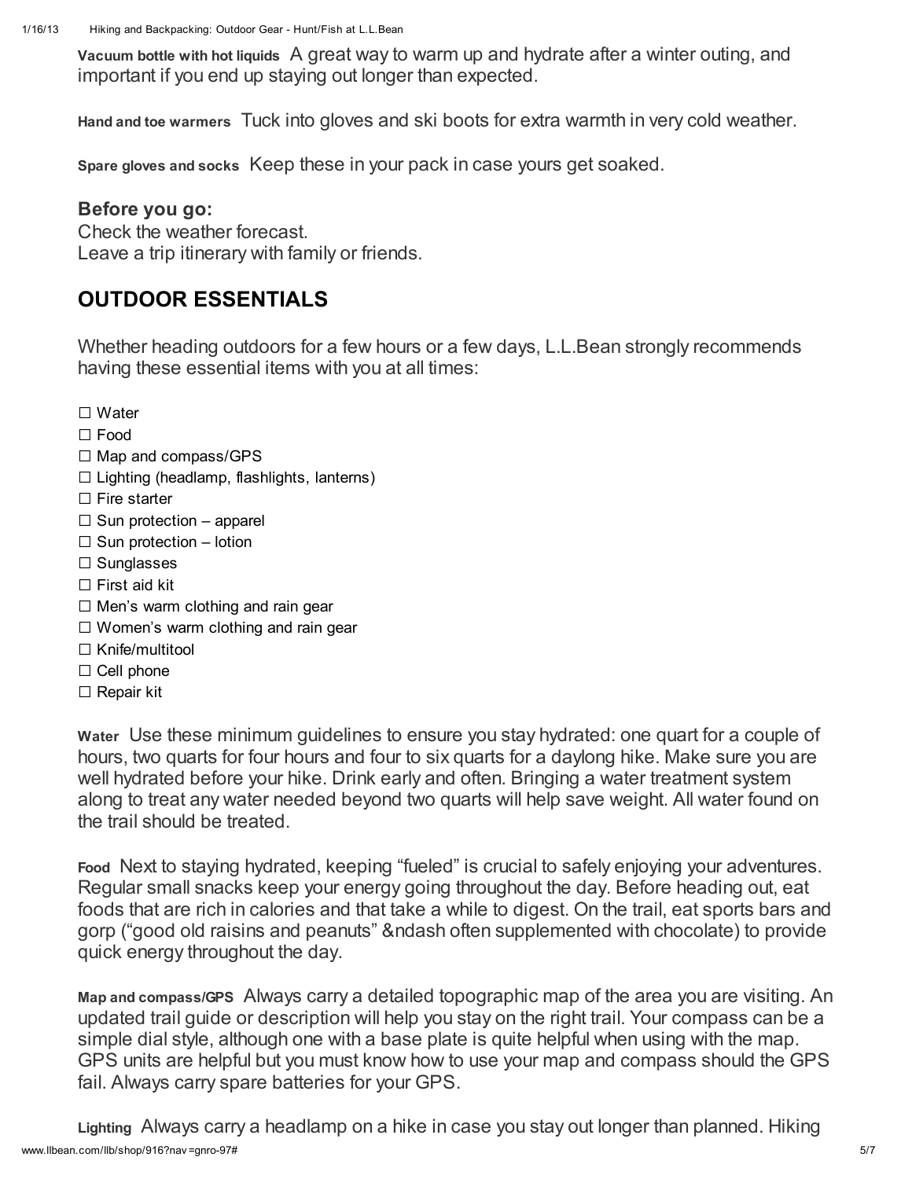**Vacuum bottle with hot liquids** A great way to warm up and hydrate after a winter outing, and important if you end up staying out longer than expected.

**Hand and toe warmers** Tuck into gloves and ski boots for extra warmth in very cold weather.

**Spare gloves and socks** Keep these in your pack in case yours get soaked.

### Before you go:

Check the weather forecast.
Leave a trip itinerary with family or friends.

## OUTDOOR ESSENTIALS

Whether heading outdoors for a few hours or a few days, L.L.Bean strongly recommends having these essential items with you at all times:

- ☐ Water
- ☐ Food
- ☐ Map and compass/GPS
- ☐ Lighting (headlamp, flashlights, lanterns)
- ☐ Fire starter
- ☐ Sun protection – apparel
- ☐ Sun protection – lotion
- ☐ Sunglasses
- ☐ First aid kit
- ☐ Men's warm clothing and rain gear
- ☐ Women's warm clothing and rain gear
- ☐ Knife/multitool
- ☐ Cell phone
- ☐ Repair kit

**Water** Use these minimum guidelines to ensure you stay hydrated: one quart for a couple of hours, two quarts for four hours and four to six quarts for a daylong hike. Make sure you are well hydrated before your hike. Drink early and often. Bringing a water treatment system along to treat any water needed beyond two quarts will help save weight. All water found on the trail should be treated.

**Food** Next to staying hydrated, keeping "fueled" is crucial to safely enjoying your adventures. Regular small snacks keep your energy going throughout the day. Before heading out, eat foods that are rich in calories and that take a while to digest. On the trail, eat sports bars and gorp ("good old raisins and peanuts" &ndash often supplemented with chocolate) to provide quick energy throughout the day.

**Map and compass/GPS** Always carry a detailed topographic map of the area you are visiting. An updated trail guide or description will help you stay on the right trail. Your compass can be a simple dial style, although one with a base plate is quite helpful when using with the map. GPS units are helpful but you must know how to use your map and compass should the GPS fail. Always carry spare batteries for your GPS.

**Lighting** Always carry a headlamp on a hike in case you stay out longer than planned. Hiking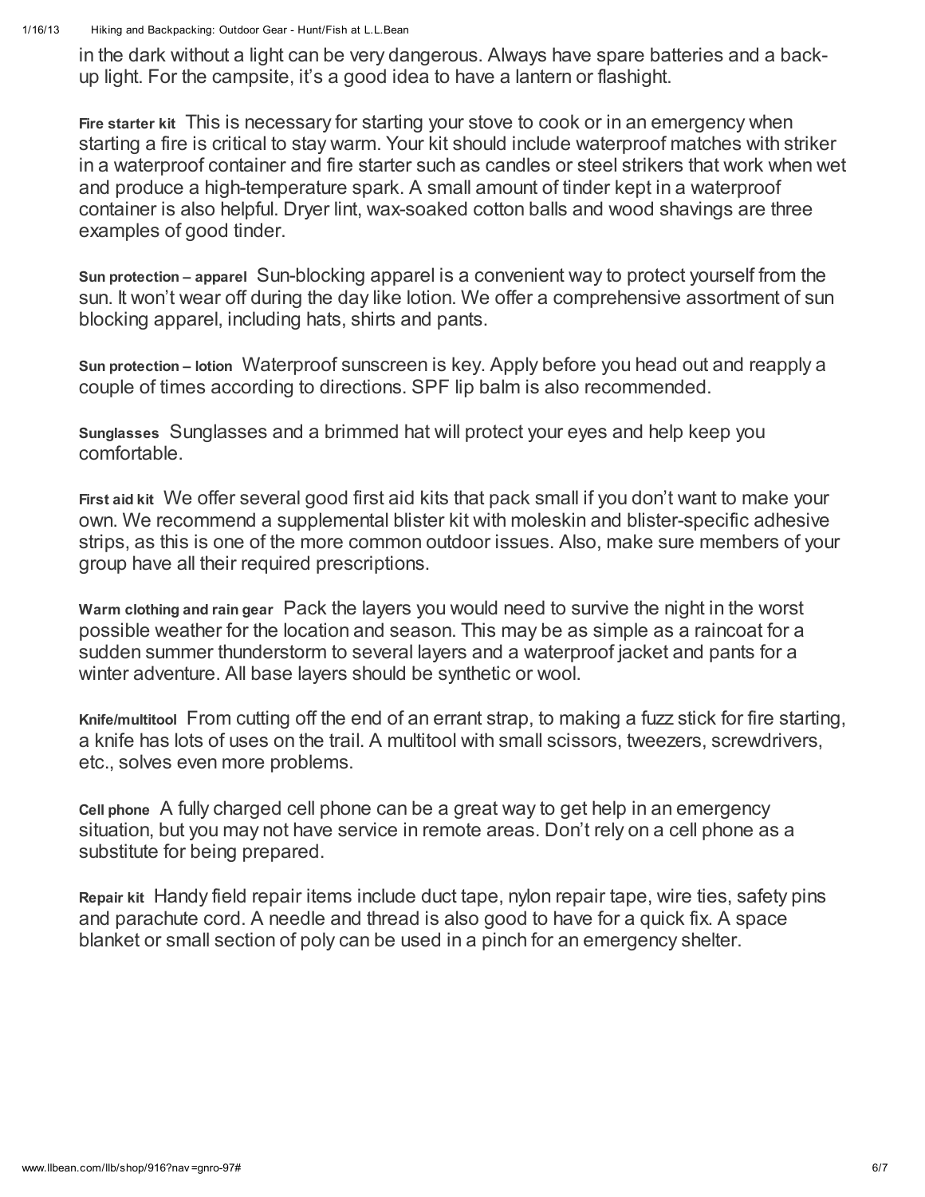in the dark without a light can be very dangerous. Always have spare batteries and a back-up light. For the campsite, it's a good idea to have a lantern or flashight.

**Fire starter kit** This is necessary for starting your stove to cook or in an emergency when starting a fire is critical to stay warm. Your kit should include waterproof matches with striker in a waterproof container and fire starter such as candles or steel strikers that work when wet and produce a high-temperature spark. A small amount of tinder kept in a waterproof container is also helpful. Dryer lint, wax-soaked cotton balls and wood shavings are three examples of good tinder.

**Sun protection – apparel** Sun-blocking apparel is a convenient way to protect yourself from the sun. It won't wear off during the day like lotion. We offer a comprehensive assortment of sun blocking apparel, including hats, shirts and pants.

**Sun protection – lotion** Waterproof sunscreen is key. Apply before you head out and reapply a couple of times according to directions. SPF lip balm is also recommended.

**Sunglasses** Sunglasses and a brimmed hat will protect your eyes and help keep you comfortable.

**First aid kit** We offer several good first aid kits that pack small if you don't want to make your own. We recommend a supplemental blister kit with moleskin and blister-specific adhesive strips, as this is one of the more common outdoor issues. Also, make sure members of your group have all their required prescriptions.

**Warm clothing and rain gear** Pack the layers you would need to survive the night in the worst possible weather for the location and season. This may be as simple as a raincoat for a sudden summer thunderstorm to several layers and a waterproof jacket and pants for a winter adventure. All base layers should be synthetic or wool.

**Knife/multitool** From cutting off the end of an errant strap, to making a fuzz stick for fire starting, a knife has lots of uses on the trail. A multitool with small scissors, tweezers, screwdrivers, etc., solves even more problems.

**Cell phone** A fully charged cell phone can be a great way to get help in an emergency situation, but you may not have service in remote areas. Don't rely on a cell phone as a substitute for being prepared.

**Repair kit** Handy field repair items include duct tape, nylon repair tape, wire ties, safety pins and parachute cord. A needle and thread is also good to have for a quick fix. A space blanket or small section of poly can be used in a pinch for an emergency shelter.